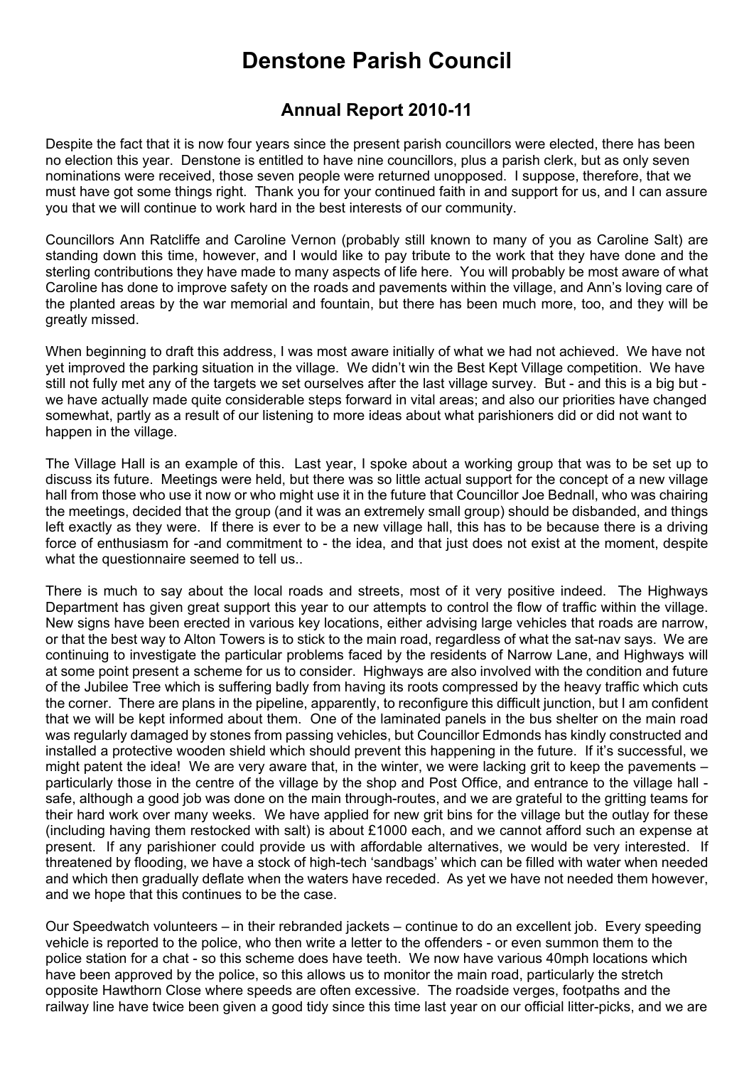# Denstone Parish Council

## Annual Report 2010-11

Despite the fact that it is now four years since the present parish councillors were elected, there has been no election this year. Denstone is entitled to have nine councillors, plus a parish clerk, but as only seven nominations were received, those seven people were returned unopposed. I suppose, therefore, that we must have got some things right. Thank you for your continued faith in and support for us, and I can assure you that we will continue to work hard in the best interests of our community.

Councillors Ann Ratcliffe and Caroline Vernon (probably still known to many of you as Caroline Salt) are standing down this time, however, and I would like to pay tribute to the work that they have done and the sterling contributions they have made to many aspects of life here. You will probably be most aware of what Caroline has done to improve safety on the roads and pavements within the village, and Ann's loving care of the planted areas by the war memorial and fountain, but there has been much more, too, and they will be greatly missed.

When beginning to draft this address, I was most aware initially of what we had not achieved. We have not yet improved the parking situation in the village. We didn't win the Best Kept Village competition. We have still not fully met any of the targets we set ourselves after the last village survey. But - and this is a big but - we have actually made quite considerable steps forward in vital areas; and also our priorities have changed somewhat, partly as a result of our listening to more ideas about what parishioners did or did not want to happen in the village.

The Village Hall is an example of this. Last year, I spoke about a working group that was to be set up to discuss its future. Meetings were held, but there was so little actual support for the concept of a new village hall from those who use it now or who might use it in the future that Councillor Joe Bednall, who was chairing the meetings, decided that the group (and it was an extremely small group) should be disbanded, and things left exactly as they were. If there is ever to be a new village hall, this has to be because there is a driving force of enthusiasm for -and commitment to - the idea, and that just does not exist at the moment, despite what the questionnaire seemed to tell us..

There is much to say about the local roads and streets, most of it very positive indeed. The Highways Department has given great support this year to our attempts to control the flow of traffic within the village. New signs have been erected in various key locations, either advising large vehicles that roads are narrow, or that the best way to Alton Towers is to stick to the main road, regardless of what the sat-nav says. We are continuing to investigate the particular problems faced by the residents of Narrow Lane, and Highways will at some point present a scheme for us to consider. Highways are also involved with the condition and future of the Jubilee Tree which is suffering badly from having its roots compressed by the heavy traffic which cuts the corner. There are plans in the pipeline, apparently, to reconfigure this difficult junction, but I am confident that we will be kept informed about them. One of the laminated panels in the bus shelter on the main road was regularly damaged by stones from passing vehicles, but Councillor Edmonds has kindly constructed and installed a protective wooden shield which should prevent this happening in the future. If it's successful, we might patent the idea! We are very aware that, in the winter, we were lacking grit to keep the pavements – particularly those in the centre of the village by the shop and Post Office, and entrance to the village hall - safe, although a good job was done on the main through-routes, and we are grateful to the gritting teams for their hard work over many weeks. We have applied for new grit bins for the village but the outlay for these (including having them restocked with salt) is about £1000 each, and we cannot afford such an expense at present. If any parishioner could provide us with affordable alternatives, we would be very interested. If threatened by flooding, we have a stock of high-tech 'sandbags' which can be filled with water when needed and which then gradually deflate when the waters have receded. As yet we have not needed them however, and we hope that this continues to be the case.

Our Speedwatch volunteers – in their rebranded jackets – continue to do an excellent job. Every speeding vehicle is reported to the police, who then write a letter to the offenders - or even summon them to the police station for a chat - so this scheme does have teeth. We now have various 40mph locations which have been approved by the police, so this allows us to monitor the main road, particularly the stretch opposite Hawthorn Close where speeds are often excessive. The roadside verges, footpaths and the railway line have twice been given a good tidy since this time last year on our official litter-picks, and we are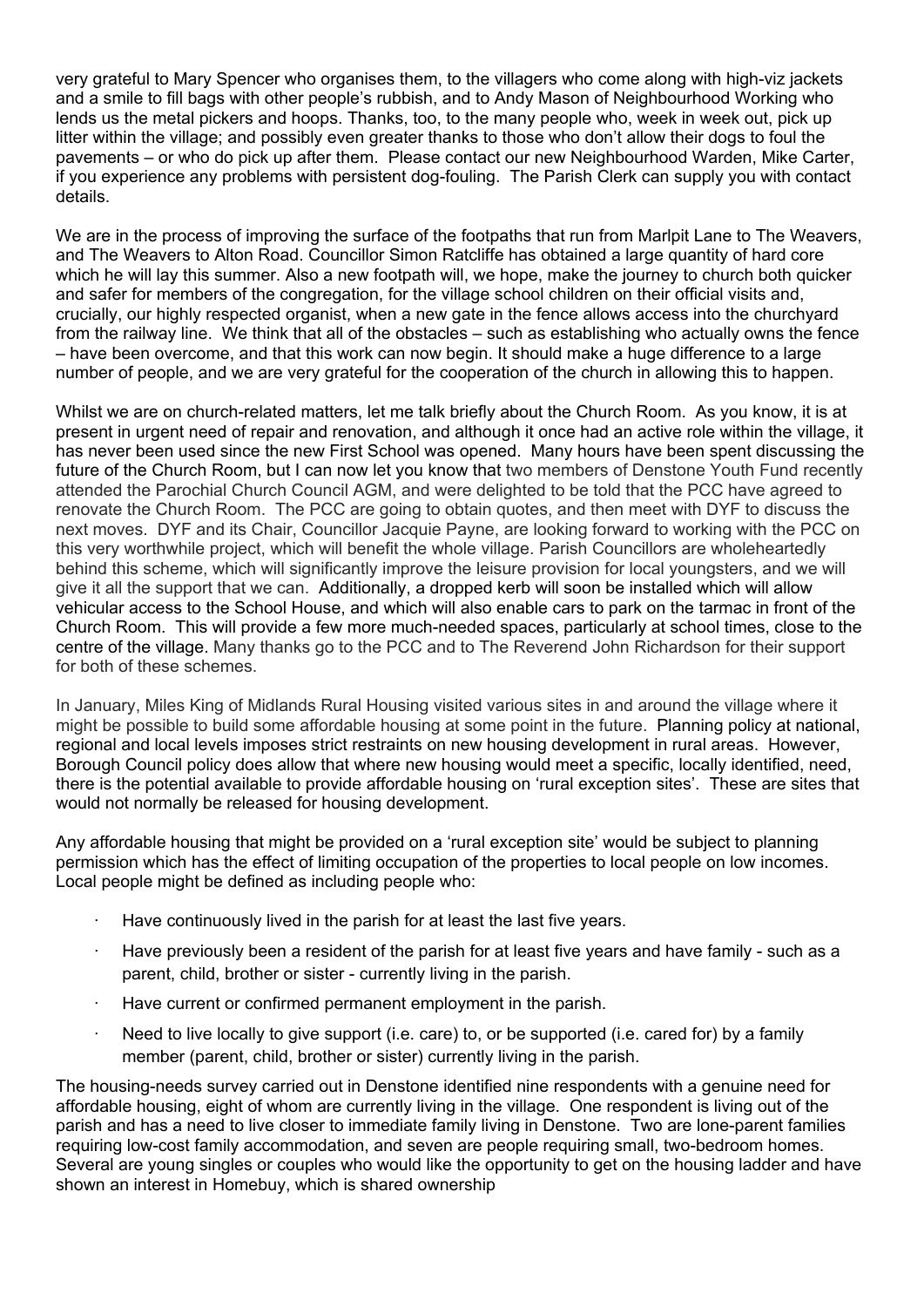very grateful to Mary Spencer who organises them, to the villagers who come along with high-viz jackets and a smile to fill bags with other people's rubbish, and to Andy Mason of Neighbourhood Working who lends us the metal pickers and hoops. Thanks, too, to the many people who, week in week out, pick up litter within the village; and possibly even greater thanks to those who don't allow their dogs to foul the pavements – or who do pick up after them. Please contact our new Neighbourhood Warden, Mike Carter, if you experience any problems with persistent dog-fouling. The Parish Clerk can supply you with contact details.

We are in the process of improving the surface of the footpaths that run from Marlpit Lane to The Weavers, and The Weavers to Alton Road. Councillor Simon Ratcliffe has obtained a large quantity of hard core which he will lay this summer. Also a new footpath will, we hope, make the journey to church both quicker and safer for members of the congregation, for the village school children on their official visits and, crucially, our highly respected organist, when a new gate in the fence allows access into the churchyard from the railway line. We think that all of the obstacles – such as establishing who actually owns the fence – have been overcome, and that this work can now begin. It should make a huge difference to a large number of people, and we are very grateful for the cooperation of the church in allowing this to happen.

Whilst we are on church-related matters, let me talk briefly about the Church Room. As you know, it is at present in urgent need of repair and renovation, and although it once had an active role within the village, it has never been used since the new First School was opened. Many hours have been spent discussing the future of the Church Room, but I can now let you know that two members of Denstone Youth Fund recently attended the Parochial Church Council AGM, and were delighted to be told that the PCC have agreed to renovate the Church Room. The PCC are going to obtain quotes, and then meet with DYF to discuss the next moves. DYF and its Chair, Councillor Jacquie Payne, are looking forward to working with the PCC on this very worthwhile project, which will benefit the whole village. Parish Councillors are wholeheartedly behind this scheme, which will significantly improve the leisure provision for local youngsters, and we will give it all the support that we can. Additionally, a dropped kerb will soon be installed which will allow vehicular access to the School House, and which will also enable cars to park on the tarmac in front of the Church Room. This will provide a few more much-needed spaces, particularly at school times, close to the centre of the village. Many thanks go to the PCC and to The Reverend John Richardson for their support for both of these schemes.

In January, Miles King of Midlands Rural Housing visited various sites in and around the village where it might be possible to build some affordable housing at some point in the future. Planning policy at national, regional and local levels imposes strict restraints on new housing development in rural areas. However, Borough Council policy does allow that where new housing would meet a specific, locally identified, need, there is the potential available to provide affordable housing on 'rural exception sites'. These are sites that would not normally be released for housing development.

Any affordable housing that might be provided on a 'rural exception site' would be subject to planning permission which has the effect of limiting occupation of the properties to local people on low incomes. Local people might be defined as including people who:

- Have continuously lived in the parish for at least the last five years.
- Have previously been a resident of the parish for at least five years and have family - such as a parent, child, brother or sister - currently living in the parish.
- Have current or confirmed permanent employment in the parish.
- Need to live locally to give support (i.e. care) to, or be supported (i.e. cared for) by a family member (parent, child, brother or sister) currently living in the parish.

The housing-needs survey carried out in Denstone identified nine respondents with a genuine need for affordable housing, eight of whom are currently living in the village. One respondent is living out of the parish and has a need to live closer to immediate family living in Denstone. Two are lone-parent families requiring low-cost family accommodation, and seven are people requiring small, two-bedroom homes. Several are young singles or couples who would like the opportunity to get on the housing ladder and have shown an interest in Homebuy, which is shared ownership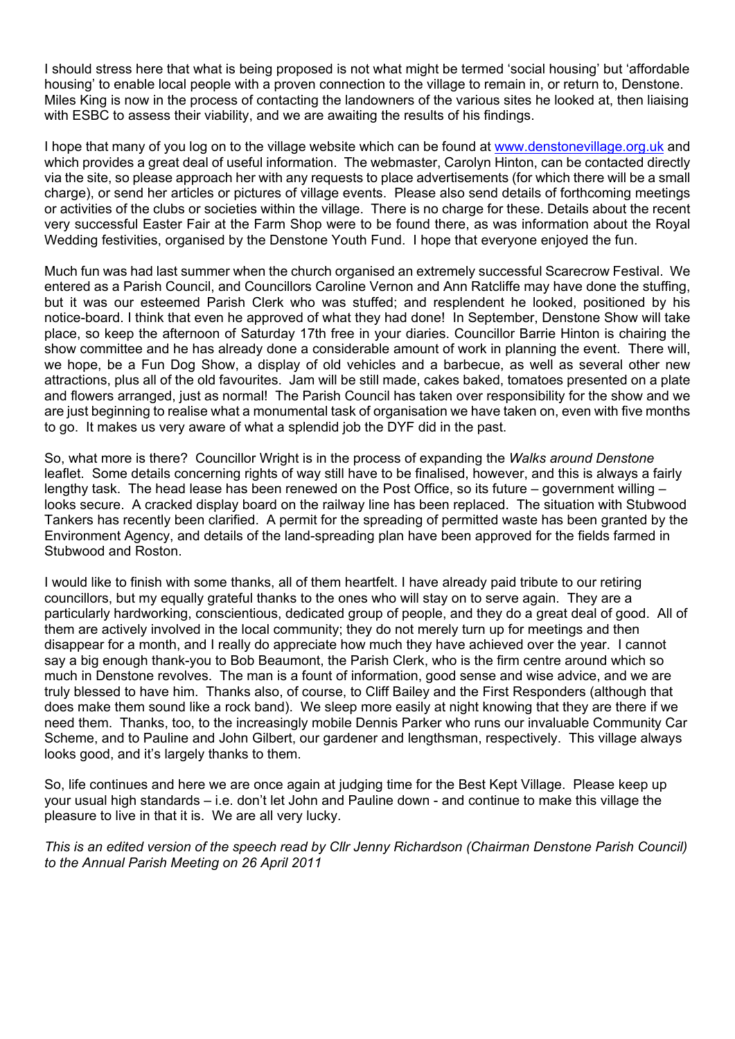I should stress here that what is being proposed is not what might be termed 'social housing' but 'affordable housing' to enable local people with a proven connection to the village to remain in, or return to, Denstone. Miles King is now in the process of contacting the landowners of the various sites he looked at, then liaising with ESBC to assess their viability, and we are awaiting the results of his findings.

I hope that many of you log on to the village website which can be found at www.denstonevillage.org.uk and which provides a great deal of useful information. The webmaster, Carolyn Hinton, can be contacted directly via the site, so please approach her with any requests to place advertisements (for which there will be a small charge), or send her articles or pictures of village events. Please also send details of forthcoming meetings or activities of the clubs or societies within the village. There is no charge for these. Details about the recent very successful Easter Fair at the Farm Shop were to be found there, as was information about the Royal Wedding festivities, organised by the Denstone Youth Fund. I hope that everyone enjoyed the fun.

Much fun was had last summer when the church organised an extremely successful Scarecrow Festival. We entered as a Parish Council, and Councillors Caroline Vernon and Ann Ratcliffe may have done the stuffing, but it was our esteemed Parish Clerk who was stuffed; and resplendent he looked, positioned by his notice-board. I think that even he approved of what they had done! In September, Denstone Show will take place, so keep the afternoon of Saturday 17th free in your diaries. Councillor Barrie Hinton is chairing the show committee and he has already done a considerable amount of work in planning the event. There will, we hope, be a Fun Dog Show, a display of old vehicles and a barbecue, as well as several other new attractions, plus all of the old favourites. Jam will be still made, cakes baked, tomatoes presented on a plate and flowers arranged, just as normal! The Parish Council has taken over responsibility for the show and we are just beginning to realise what a monumental task of organisation we have taken on, even with five months to go. It makes us very aware of what a splendid job the DYF did in the past.

So, what more is there? Councillor Wright is in the process of expanding the *Walks around Denstone* leaflet. Some details concerning rights of way still have to be finalised, however, and this is always a fairly lengthy task. The head lease has been renewed on the Post Office, so its future – government willing – looks secure. A cracked display board on the railway line has been replaced. The situation with Stubwood Tankers has recently been clarified. A permit for the spreading of permitted waste has been granted by the Environment Agency, and details of the land-spreading plan have been approved for the fields farmed in Stubwood and Roston.

I would like to finish with some thanks, all of them heartfelt. I have already paid tribute to our retiring councillors, but my equally grateful thanks to the ones who will stay on to serve again. They are a particularly hardworking, conscientious, dedicated group of people, and they do a great deal of good. All of them are actively involved in the local community; they do not merely turn up for meetings and then disappear for a month, and I really do appreciate how much they have achieved over the year. I cannot say a big enough thank-you to Bob Beaumont, the Parish Clerk, who is the firm centre around which so much in Denstone revolves. The man is a fount of information, good sense and wise advice, and we are truly blessed to have him. Thanks also, of course, to Cliff Bailey and the First Responders (although that does make them sound like a rock band). We sleep more easily at night knowing that they are there if we need them. Thanks, too, to the increasingly mobile Dennis Parker who runs our invaluable Community Car Scheme, and to Pauline and John Gilbert, our gardener and lengthsman, respectively. This village always looks good, and it's largely thanks to them.

So, life continues and here we are once again at judging time for the Best Kept Village. Please keep up your usual high standards – i.e. don't let John and Pauline down - and continue to make this village the pleasure to live in that it is. We are all very lucky.

*This is an edited version of the speech read by Cllr Jenny Richardson (Chairman Denstone Parish Council) to the Annual Parish Meeting on 26 April 2011*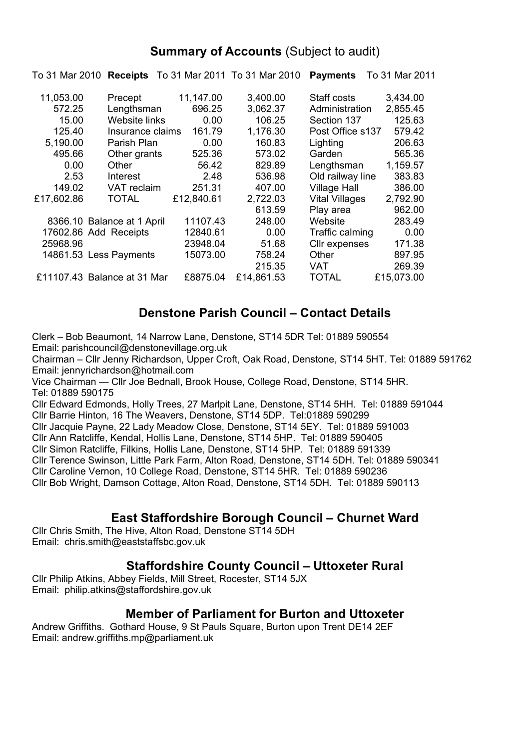## **Summary of Accounts** (Subject to audit)

| To 31 Mar 2010 | **Receipts** | To 31 Mar 2011 | To 31 Mar 2010 | **Payments** | To 31 Mar 2011 |
|---|---|---|---|---|---|
| 11,053.00 | Precept | 11,147.00 | 3,400.00 | Staff costs | 3,434.00 |
| 572.25 | Lengthsman | 696.25 | 3,062.37 | Administration | 2,855.45 |
| 15.00 | Website links | 0.00 | 106.25 | Section 137 | 125.63 |
| 125.40 | Insurance claims | 161.79 | 1,176.30 | Post Office s137 | 579.42 |
| 5,190.00 | Parish Plan | 0.00 | 160.83 | Lighting | 206.63 |
| 495.66 | Other grants | 525.36 | 573.02 | Garden | 565.36 |
| 0.00 | Other | 56.42 | 829.89 | Lengthsman | 1,159.57 |
| 2.53 | Interest | 2.48 | 536.98 | Old railway line | 383.83 |
| 149.02 | VAT reclaim | 251.31 | 407.00 | Village Hall | 386.00 |
| £17,602.86 | TOTAL | £12,840.61 | 2,722.03 | Vital Villages | 2,792.90 |
| | | | 613.59 | Play area | 962.00 |
| 8366.10 | Balance at 1 April | 11107.43 | 248.00 | Website | 283.49 |
| 17602.86 | Add Receipts | 12840.61 | 0.00 | Traffic calming | 0.00 |
| 25968.96 | | 23948.04 | 51.68 | Cllr expenses | 171.38 |
| 14861.53 | Less Payments | 15073.00 | 758.24 | Other | 897.95 |
| | | | 215.35 | VAT | 269.39 |
| £11107.43 | Balance at 31 Mar | £8875.04 | £14,861.53 | TOTAL | £15,073.00 |

## Denstone Parish Council – Contact Details

Clerk – Bob Beaumont, 14 Narrow Lane, Denstone, ST14 5DR Tel: 01889 590554
Email: parishcouncil@denstonevillage.org.uk
Chairman – Cllr Jenny Richardson, Upper Croft, Oak Road, Denstone, ST14 5HT. Tel: 01889 591762
Email: jennyrichardson@hotmail.com
Vice Chairman — Cllr Joe Bednall, Brook House, College Road, Denstone, ST14 5HR.
Tel: 01889 590175
Cllr Edward Edmonds, Holly Trees, 27 Marlpit Lane, Denstone, ST14 5HH. Tel: 01889 591044
Cllr Barrie Hinton, 16 The Weavers, Denstone, ST14 5DP. Tel:01889 590299
Cllr Jacquie Payne, 22 Lady Meadow Close, Denstone, ST14 5EY. Tel: 01889 591003
Cllr Ann Ratcliffe, Kendal, Hollis Lane, Denstone, ST14 5HP. Tel: 01889 590405
Cllr Simon Ratcliffe, Filkins, Hollis Lane, Denstone, ST14 5HP. Tel: 01889 591339
Cllr Terence Swinson, Little Park Farm, Alton Road, Denstone, ST14 5DH. Tel: 01889 590341
Cllr Caroline Vernon, 10 College Road, Denstone, ST14 5HR. Tel: 01889 590236
Cllr Bob Wright, Damson Cottage, Alton Road, Denstone, ST14 5DH. Tel: 01889 590113

## East Staffordshire Borough Council – Churnet Ward

Cllr Chris Smith, The Hive, Alton Road, Denstone ST14 5DH
Email: chris.smith@eaststaffsbc.gov.uk

## Staffordshire County Council – Uttoxeter Rural

Cllr Philip Atkins, Abbey Fields, Mill Street, Rocester, ST14 5JX
Email: philip.atkins@staffordshire.gov.uk

## Member of Parliament for Burton and Uttoxeter

Andrew Griffiths. Gothard House, 9 St Pauls Square, Burton upon Trent DE14 2EF
Email: andrew.griffiths.mp@parliament.uk